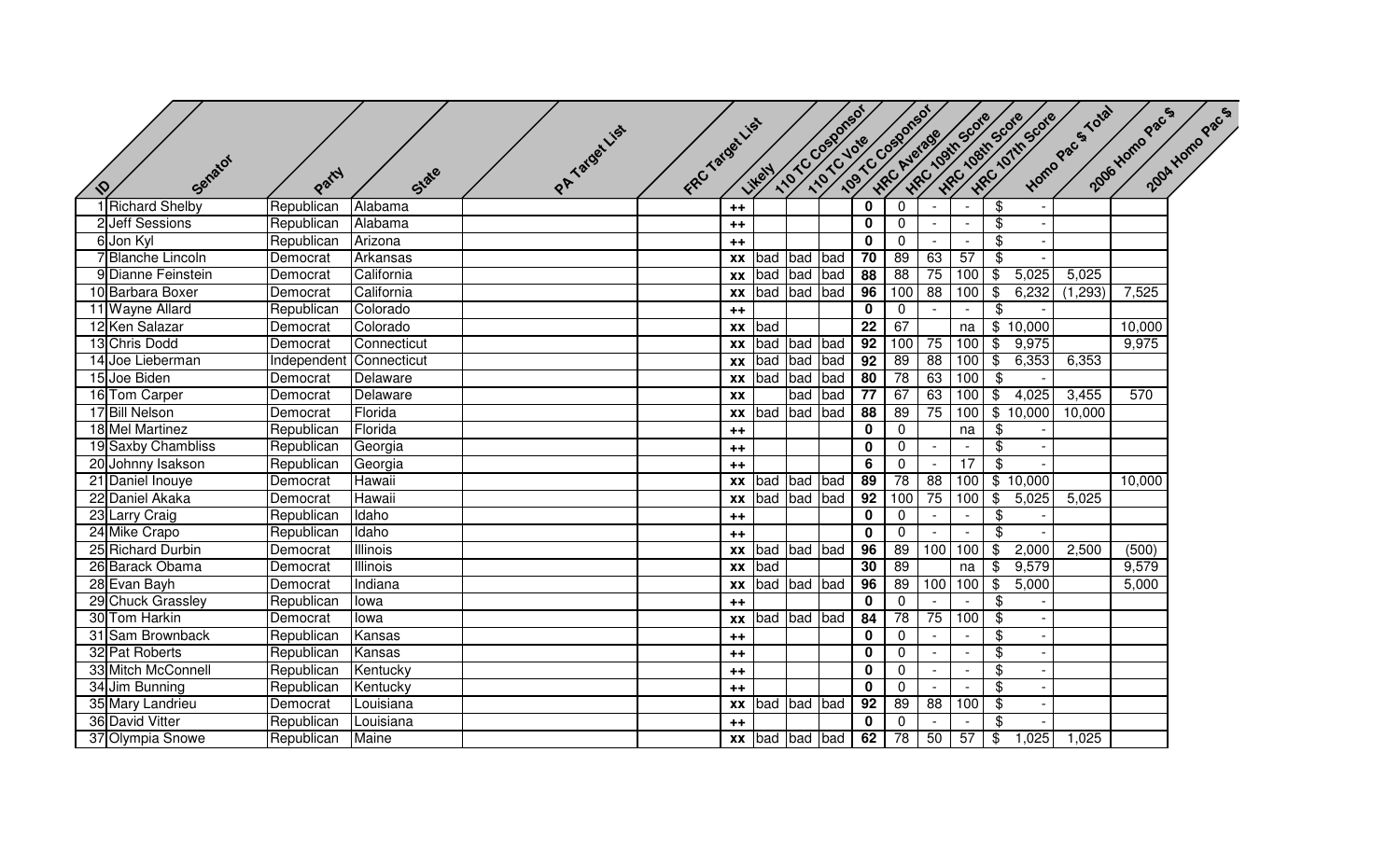| ID | Senator | Party | State | PA Target List | FRC Target List | Likely | 110 TC Cosponsor | 110 TC Vote | 109 TC Cosponsor | HRC Average | HRC 109th Score | HRC 108th Score | HRC 107th Score | Homo Pac $ Total | 2006 Homo Pac $ | 2004 Homo Pac $ |
|---|---|---|---|---|---|---|---|---|---|---|---|---|---|---|---|---|
| 1 | Richard Shelby | Republican | Alabama | | | ++ | | | | 0 | 0 | - | - | $ - | | |
| 2 | Jeff Sessions | Republican | Alabama | | | ++ | | | | 0 | 0 | - | - | $ - | | |
| 6 | Jon Kyl | Republican | Arizona | | | ++ | | | | 0 | 0 | - | - | $ - | | |
| 7 | Blanche Lincoln | Democrat | Arkansas | | | xx | bad | bad | bad | 70 | 89 | 63 | 57 | $ - | | |
| 9 | Dianne Feinstein | Democrat | California | | | xx | bad | bad | bad | 88 | 88 | 75 | 100 | $ 5,025 | 5,025 | |
| 10 | Barbara Boxer | Democrat | California | | | xx | bad | bad | bad | 96 | 100 | 88 | 100 | $ 6,232 | (1,293) | 7,525 |
| 11 | Wayne Allard | Republican | Colorado | | | ++ | | | | 0 | 0 | - | - | $ - | | |
| 12 | Ken Salazar | Democrat | Colorado | | | xx | bad | | | 22 | 67 | | na | $ 10,000 | | 10,000 |
| 13 | Chris Dodd | Democrat | Connecticut | | | xx | bad | bad | bad | 92 | 100 | 75 | 100 | $ 9,975 | | 9,975 |
| 14 | Joe Lieberman | Independent | Connecticut | | | xx | bad | bad | bad | 92 | 89 | 88 | 100 | $ 6,353 | 6,353 | |
| 15 | Joe Biden | Democrat | Delaware | | | xx | bad | bad | bad | 80 | 78 | 63 | 100 | $ - | | |
| 16 | Tom Carper | Democrat | Delaware | | | xx | | bad | bad | 77 | 67 | 63 | 100 | $ 4,025 | 3,455 | 570 |
| 17 | Bill Nelson | Democrat | Florida | | | xx | bad | bad | bad | 88 | 89 | 75 | 100 | $ 10,000 | 10,000 | |
| 18 | Mel Martinez | Republican | Florida | | | ++ | | | | 0 | 0 | | na | $ - | | |
| 19 | Saxby Chambliss | Republican | Georgia | | | ++ | | | | 0 | 0 | - | - | $ - | | |
| 20 | Johnny Isakson | Republican | Georgia | | | ++ | | | | 6 | 0 | - | 17 | $ - | | |
| 21 | Daniel Inouye | Democrat | Hawaii | | | xx | bad | bad | bad | 89 | 78 | 88 | 100 | $ 10,000 | | 10,000 |
| 22 | Daniel Akaka | Democrat | Hawaii | | | xx | bad | bad | bad | 92 | 100 | 75 | 100 | $ 5,025 | 5,025 | |
| 23 | Larry Craig | Republican | Idaho | | | ++ | | | | 0 | 0 | - | - | $ - | | |
| 24 | Mike Crapo | Republican | Idaho | | | ++ | | | | 0 | 0 | - | - | $ - | | |
| 25 | Richard Durbin | Democrat | Illinois | | | xx | bad | bad | bad | 96 | 89 | 100 | 100 | $ 2,000 | 2,500 | (500) |
| 26 | Barack Obama | Democrat | Illinois | | | xx | bad | | | 30 | 89 | | na | $ 9,579 | | 9,579 |
| 28 | Evan Bayh | Democrat | Indiana | | | xx | bad | bad | bad | 96 | 89 | 100 | 100 | $ 5,000 | | 5,000 |
| 29 | Chuck Grassley | Republican | Iowa | | | ++ | | | | 0 | 0 | - | - | $ - | | |
| 30 | Tom Harkin | Democrat | Iowa | | | xx | bad | bad | bad | 84 | 78 | 75 | 100 | $ - | | |
| 31 | Sam Brownback | Republican | Kansas | | | ++ | | | | 0 | 0 | - | - | $ - | | |
| 32 | Pat Roberts | Republican | Kansas | | | ++ | | | | 0 | 0 | - | - | $ - | | |
| 33 | Mitch McConnell | Republican | Kentucky | | | ++ | | | | 0 | 0 | - | - | $ - | | |
| 34 | Jim Bunning | Republican | Kentucky | | | ++ | | | | 0 | 0 | - | - | $ - | | |
| 35 | Mary Landrieu | Democrat | Louisiana | | | xx | bad | bad | bad | 92 | 89 | 88 | 100 | $ - | | |
| 36 | David Vitter | Republican | Louisiana | | | ++ | | | | 0 | 0 | - | - | $ - | | |
| 37 | Olympia Snowe | Republican | Maine | | | xx | bad | bad | bad | 62 | 78 | 50 | 57 | $ 1,025 | 1,025 | |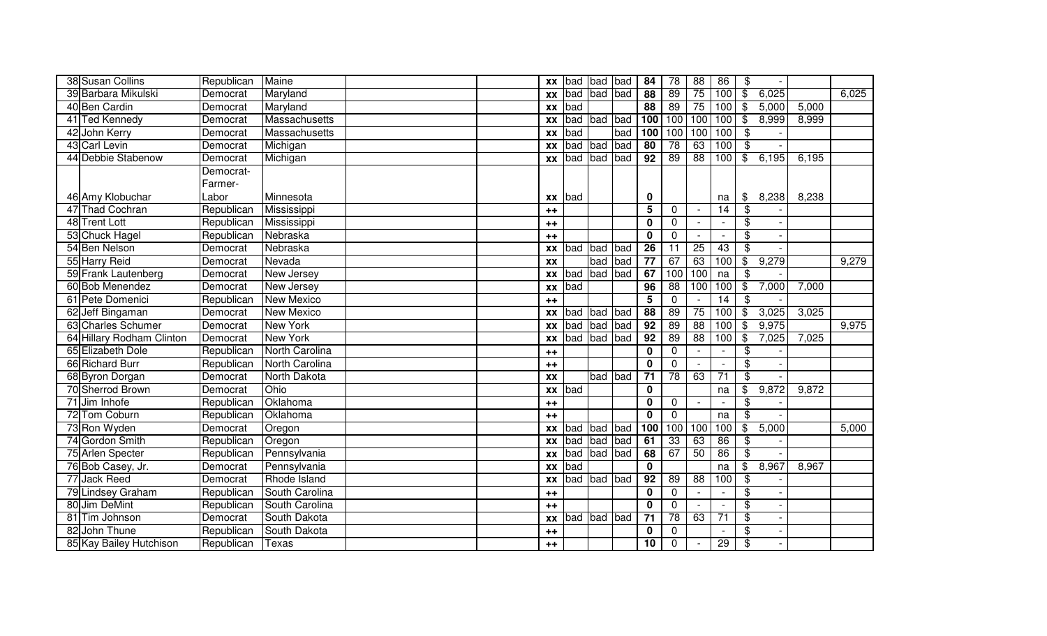| | | | | | | | | | | | | | | | | |
|---|---|---|---|---|---|---|---|---|---|---|---|---|---|---|---|---|
| 38 | Susan Collins | Republican | Maine | | | xx | bad | bad | bad | 84 | 78 | 88 | 86 | $ - | | |
| 39 | Barbara Mikulski | Democrat | Maryland | | | xx | bad | bad | bad | 88 | 89 | 75 | 100 | $ 6,025 | | 6,025 |
| 40 | Ben Cardin | Democrat | Maryland | | | xx | bad | | | 88 | 89 | 75 | 100 | $ 5,000 | 5,000 | |
| 41 | Ted Kennedy | Democrat | Massachusetts | | | xx | bad | bad | bad | 100 | 100 | 100 | 100 | $ 8,999 | 8,999 | |
| 42 | John Kerry | Democrat | Massachusetts | | | xx | bad | | bad | 100 | 100 | 100 | 100 | $ - | | |
| 43 | Carl Levin | Democrat | Michigan | | | xx | bad | bad | bad | 80 | 78 | 63 | 100 | $ - | | |
| 44 | Debbie Stabenow | Democrat | Michigan | | | xx | bad | bad | bad | 92 | 89 | 88 | 100 | $ 6,195 | 6,195 | |
| 46 | Amy Klobuchar | Democrat-Farmer-Labor | Minnesota | | | xx | bad | | | 0 | | | na | $ 8,238 | 8,238 | |
| 47 | Thad Cochran | Republican | Mississippi | | | ++ | | | | 5 | 0 | - | 14 | $ - | | |
| 48 | Trent Lott | Republican | Mississippi | | | ++ | | | | 0 | 0 | - | - | $ - | | |
| 53 | Chuck Hagel | Republican | Nebraska | | | ++ | | | | 0 | 0 | - | - | $ - | | |
| 54 | Ben Nelson | Democrat | Nebraska | | | xx | bad | bad | bad | 26 | 11 | 25 | 43 | $ - | | |
| 55 | Harry Reid | Democrat | Nevada | | | xx | | bad | bad | 77 | 67 | 63 | 100 | $ 9,279 | | 9,279 |
| 59 | Frank Lautenberg | Democrat | New Jersey | | | xx | bad | bad | bad | 67 | 100 | 100 | na | $ - | | |
| 60 | Bob Menendez | Democrat | New Jersey | | | xx | bad | | | 96 | 88 | 100 | 100 | $ 7,000 | 7,000 | |
| 61 | Pete Domenici | Republican | New Mexico | | | ++ | | | | 5 | 0 | - | 14 | $ - | | |
| 62 | Jeff Bingaman | Democrat | New Mexico | | | xx | bad | bad | bad | 88 | 89 | 75 | 100 | $ 3,025 | 3,025 | |
| 63 | Charles Schumer | Democrat | New York | | | xx | bad | bad | bad | 92 | 89 | 88 | 100 | $ 9,975 | | 9,975 |
| 64 | Hillary Rodham Clinton | Democrat | New York | | | xx | bad | bad | bad | 92 | 89 | 88 | 100 | $ 7,025 | 7,025 | |
| 65 | Elizabeth Dole | Republican | North Carolina | | | ++ | | | | 0 | 0 | - | - | $ - | | |
| 66 | Richard Burr | Republican | North Carolina | | | ++ | | | | 0 | 0 | - | - | $ - | | |
| 68 | Byron Dorgan | Democrat | North Dakota | | | xx | | bad | bad | 71 | 78 | 63 | 71 | $ - | | |
| 70 | Sherrod Brown | Democrat | Ohio | | | xx | bad | | | 0 | | | na | $ 9,872 | 9,872 | |
| 71 | Jim Inhofe | Republican | Oklahoma | | | ++ | | | | 0 | 0 | - | - | $ - | | |
| 72 | Tom Coburn | Republican | Oklahoma | | | ++ | | | | 0 | 0 | | na | $ - | | |
| 73 | Ron Wyden | Democrat | Oregon | | | xx | bad | bad | bad | 100 | 100 | 100 | 100 | $ 5,000 | | 5,000 |
| 74 | Gordon Smith | Republican | Oregon | | | xx | bad | bad | bad | 61 | 33 | 63 | 86 | $ - | | |
| 75 | Arlen Specter | Republican | Pennsylvania | | | xx | bad | bad | bad | 68 | 67 | 50 | 86 | $ - | | |
| 76 | Bob Casey, Jr. | Democrat | Pennsylvania | | | xx | bad | | | 0 | | | na | $ 8,967 | 8,967 | |
| 77 | Jack Reed | Democrat | Rhode Island | | | xx | bad | bad | bad | 92 | 89 | 88 | 100 | $ - | | |
| 79 | Lindsey Graham | Republican | South Carolina | | | ++ | | | | 0 | 0 | - | - | $ - | | |
| 80 | Jim DeMint | Republican | South Carolina | | | ++ | | | | 0 | 0 | - | - | $ - | | |
| 81 | Tim Johnson | Democrat | South Dakota | | | xx | bad | bad | bad | 71 | 78 | 63 | 71 | $ - | | |
| 82 | John Thune | Republican | South Dakota | | | ++ | | | | 0 | 0 | | - | $ - | | |
| 85 | Kay Bailey Hutchison | Republican | Texas | | | ++ | | | | 10 | 0 | - | 29 | $ - | | |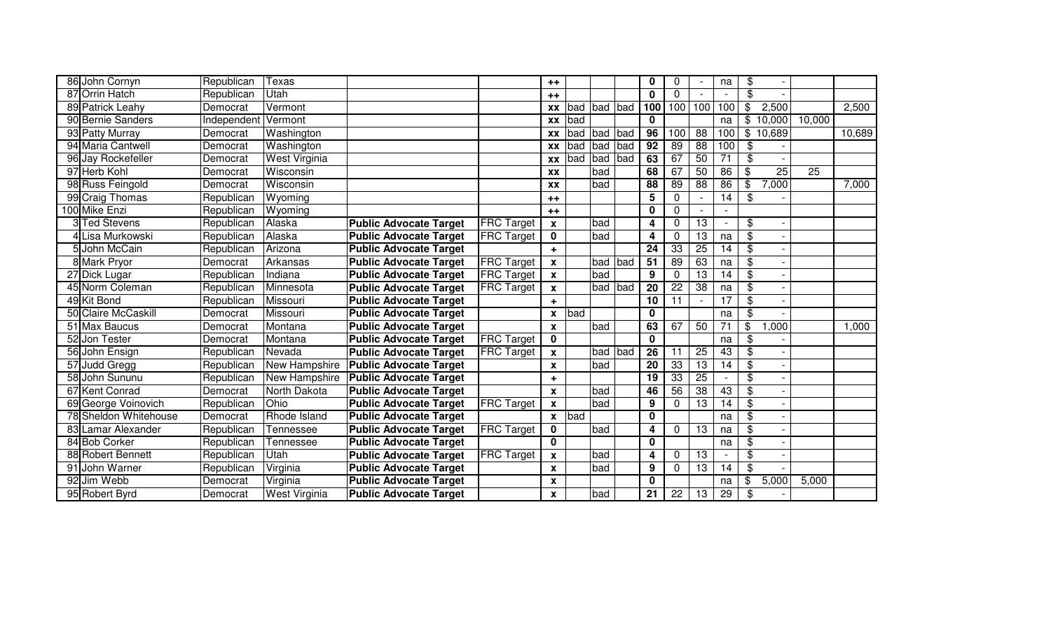| | | | | | | | | | | | | | | | | |
|---|---|---|---|---|---|---|---|---|---|---|---|---|---|---|---|---|
| 86 | John Cornyn | Republican | Texas | | | ++ | | | | **0** | 0 | - | na | $ - | | |
| 87 | Orrin Hatch | Republican | Utah | | | ++ | | | | **0** | 0 | - | - | $ - | | |
| 89 | Patrick Leahy | Democrat | Vermont | | | **xx** | bad | bad | bad | **100** | 100 | 100 | 100 | $ 2,500 | | 2,500 |
| 90 | Bernie Sanders | Independent | Vermont | | | **xx** | bad | | | **0** | | | na | $ 10,000 | 10,000 | |
| 93 | Patty Murray | Democrat | Washington | | | **xx** | bad | bad | bad | **96** | 100 | 88 | 100 | $ 10,689 | | 10,689 |
| 94 | Maria Cantwell | Democrat | Washington | | | **xx** | bad | bad | bad | **92** | 89 | 88 | 100 | $ - | | |
| 96 | Jay Rockefeller | Democrat | West Virginia | | | **xx** | bad | bad | bad | **63** | 67 | 50 | 71 | $ - | | |
| 97 | Herb Kohl | Democrat | Wisconsin | | | **xx** | | bad | | **68** | 67 | 50 | 86 | $ 25 | 25 | |
| 98 | Russ Feingold | Democrat | Wisconsin | | | **xx** | | bad | | **88** | 89 | 88 | 86 | $ 7,000 | | 7,000 |
| 99 | Craig Thomas | Republican | Wyoming | | | ++ | | | | **5** | 0 | - | 14 | $ - | | |
| 100 | Mike Enzi | Republican | Wyoming | | | ++ | | | | **0** | 0 | - | - | | | |
| 3 | Ted Stevens | Republican | Alaska | **Public Advocate Target** | FRC Target | **x** | | bad | | **4** | 0 | 13 | - | $ - | | |
| 4 | Lisa Murkowski | Republican | Alaska | **Public Advocate Target** | FRC Target | **0** | | bad | | **4** | 0 | 13 | na | $ - | | |
| 5 | John McCain | Republican | Arizona | **Public Advocate Target** | | **+** | | | | **24** | 33 | 25 | 14 | $ - | | |
| 8 | Mark Pryor | Democrat | Arkansas | **Public Advocate Target** | FRC Target | **x** | | bad | bad | **51** | 89 | 63 | na | $ - | | |
| 27 | Dick Lugar | Republican | Indiana | **Public Advocate Target** | FRC Target | **x** | | bad | | **9** | 0 | 13 | 14 | $ - | | |
| 45 | Norm Coleman | Republican | Minnesota | **Public Advocate Target** | FRC Target | **x** | | bad | bad | **20** | 22 | 38 | na | $ - | | |
| 49 | Kit Bond | Republican | Missouri | **Public Advocate Target** | | **+** | | | | **10** | 11 | - | 17 | $ - | | |
| 50 | Claire McCaskill | Democrat | Missouri | **Public Advocate Target** | | **x** | bad | | | **0** | | | na | $ - | | |
| 51 | Max Baucus | Democrat | Montana | **Public Advocate Target** | | **x** | | bad | | **63** | 67 | 50 | 71 | $ 1,000 | | 1,000 |
| 52 | Jon Tester | Democrat | Montana | **Public Advocate Target** | FRC Target | **0** | | | | **0** | | | na | $ - | | |
| 56 | John Ensign | Republican | Nevada | **Public Advocate Target** | FRC Target | **x** | | bad | bad | **26** | 11 | 25 | 43 | $ - | | |
| 57 | Judd Gregg | Republican | New Hampshire | **Public Advocate Target** | | **x** | | bad | | **20** | 33 | 13 | 14 | $ - | | |
| 58 | John Sununu | Republican | New Hampshire | **Public Advocate Target** | | **+** | | | | **19** | 33 | 25 | - | $ - | | |
| 67 | Kent Conrad | Democrat | North Dakota | **Public Advocate Target** | | **x** | | bad | | **46** | 56 | 38 | 43 | $ - | | |
| 69 | George Voinovich | Republican | Ohio | **Public Advocate Target** | FRC Target | **x** | | bad | | **9** | 0 | 13 | 14 | $ - | | |
| 78 | Sheldon Whitehouse | Democrat | Rhode Island | **Public Advocate Target** | | **x** | bad | | | **0** | | | na | $ - | | |
| 83 | Lamar Alexander | Republican | Tennessee | **Public Advocate Target** | FRC Target | **0** | | bad | | **4** | 0 | 13 | na | $ - | | |
| 84 | Bob Corker | Republican | Tennessee | **Public Advocate Target** | | **0** | | | | **0** | | | na | $ - | | |
| 88 | Robert Bennett | Republican | Utah | **Public Advocate Target** | FRC Target | **x** | | bad | | **4** | 0 | 13 | - | $ - | | |
| 91 | John Warner | Republican | Virginia | **Public Advocate Target** | | **x** | | bad | | **9** | 0 | 13 | 14 | $ - | | |
| 92 | Jim Webb | Democrat | Virginia | **Public Advocate Target** | | **x** | | | | **0** | | | na | $ 5,000 | 5,000 | |
| 95 | Robert Byrd | Democrat | West Virginia | **Public Advocate Target** | | **x** | | bad | | **21** | 22 | 13 | 29 | $ - | | |